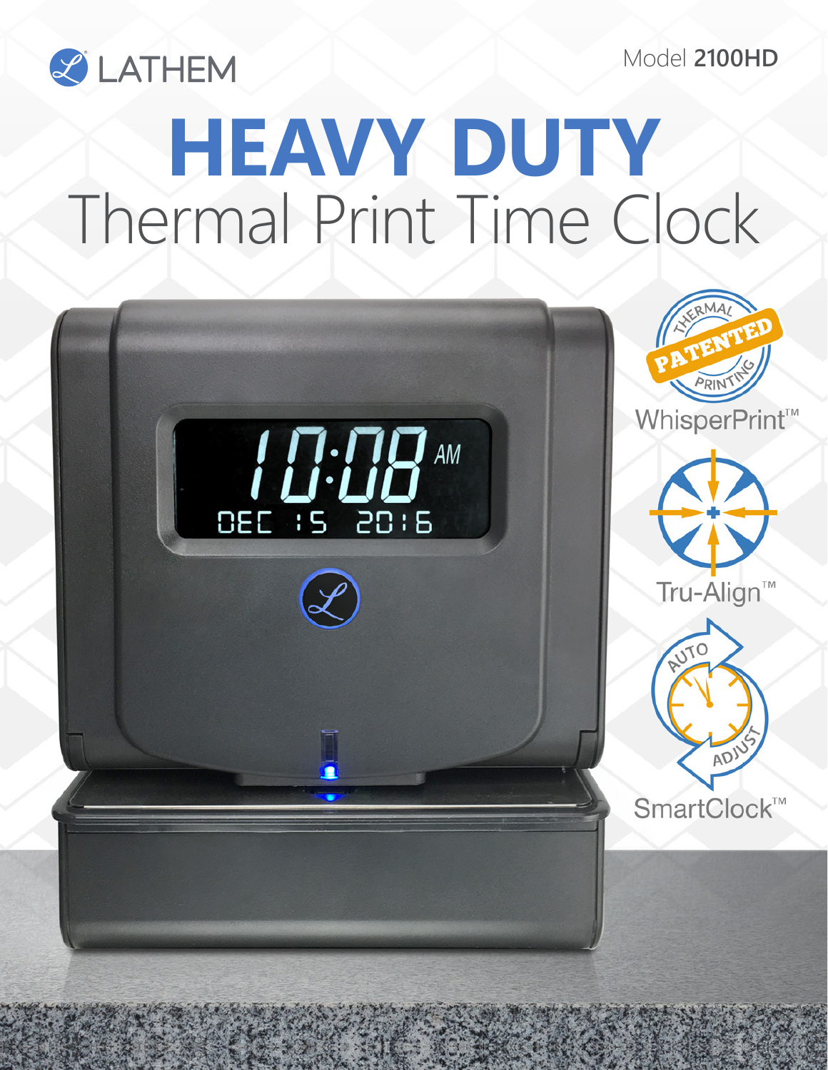LATHEM

Model **2100HD**

# HEAVY DUTY
## Thermal Print Time Clock

THERMAL PATENTED PRINTING

WhisperPrint™

Tru-Align™

AUTO ADJUST

SmartClock™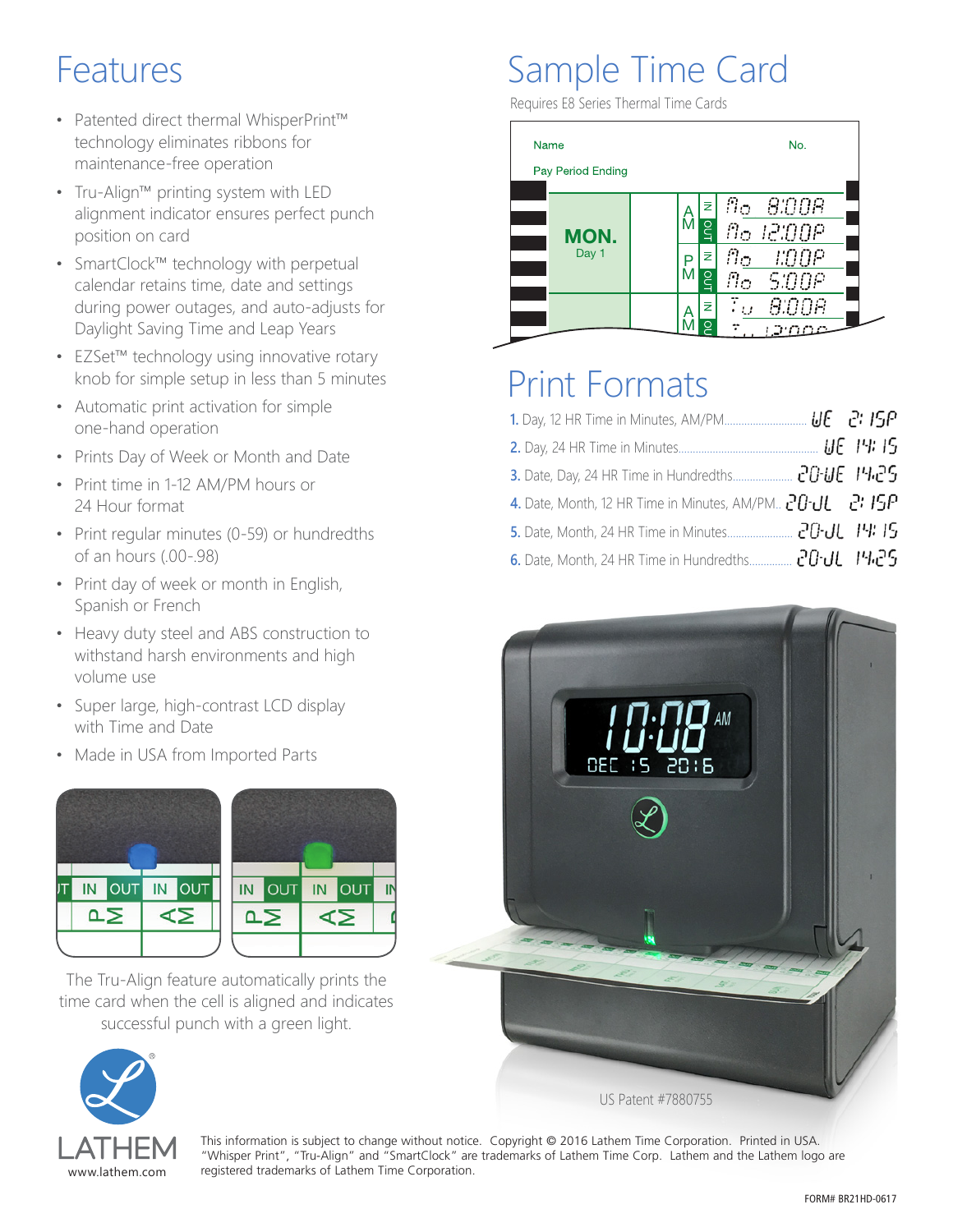# Features

- Patented direct thermal WhisperPrint™ technology eliminates ribbons for maintenance-free operation
- Tru-Align™ printing system with LED alignment indicator ensures perfect punch position on card
- SmartClock™ technology with perpetual calendar retains time, date and settings during power outages, and auto-adjusts for Daylight Saving Time and Leap Years
- EZSet™ technology using innovative rotary knob for simple setup in less than 5 minutes
- Automatic print activation for simple one-hand operation
- Prints Day of Week or Month and Date
- Print time in 1-12 AM/PM hours or 24 Hour format
- Print regular minutes (0-59) or hundredths of an hours (.00-.98)
- Print day of week or month in English, Spanish or French
- Heavy duty steel and ABS construction to withstand harsh environments and high volume use
- Super large, high-contrast LCD display with Time and Date
- Made in USA from Imported Parts

The Tru-Align feature automatically prints the time card when the cell is aligned and indicates successful punch with a green light.

# Sample Time Card

Requires E8 Series Thermal Time Cards

# Print Formats

1. Day, 12 HR Time in Minutes, AM/PM........ WE 2:15P
2. Day, 24 HR Time in Minutes........ WE 14:15
3. Date, Day, 24 HR Time in Hundredths........ 20-WE 14.25
4. Date, Month, 12 HR Time in Minutes, AM/PM.. 20-JL 2:15P
5. Date, Month, 24 HR Time in Minutes........ 20-JL 14:15
6. Date, Month, 24 HR Time in Hundredths........ 20-JL 14.25

US Patent #7880755

www.lathem.com

This information is subject to change without notice. Copyright © 2016 Lathem Time Corporation. Printed in USA. "Whisper Print", "Tru-Align" and "SmartClock" are trademarks of Lathem Time Corp. Lathem and the Lathem logo are registered trademarks of Lathem Time Corporation.

FORM# BR21HD-0617